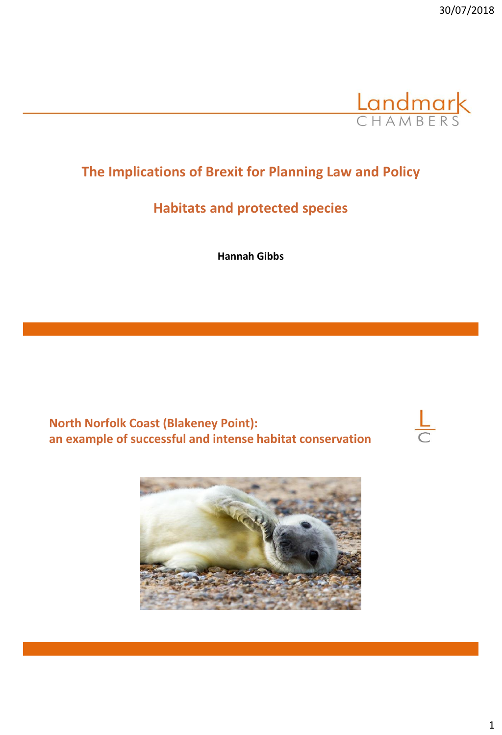Landmark CHAMBERS

# The Implications of Brexit for Planning Law and Policy

## Habitats and protected species

**Hannah Gibbs**

## North Norfolk Coast (Blakeney Point): an example of successful and intense habitat conservation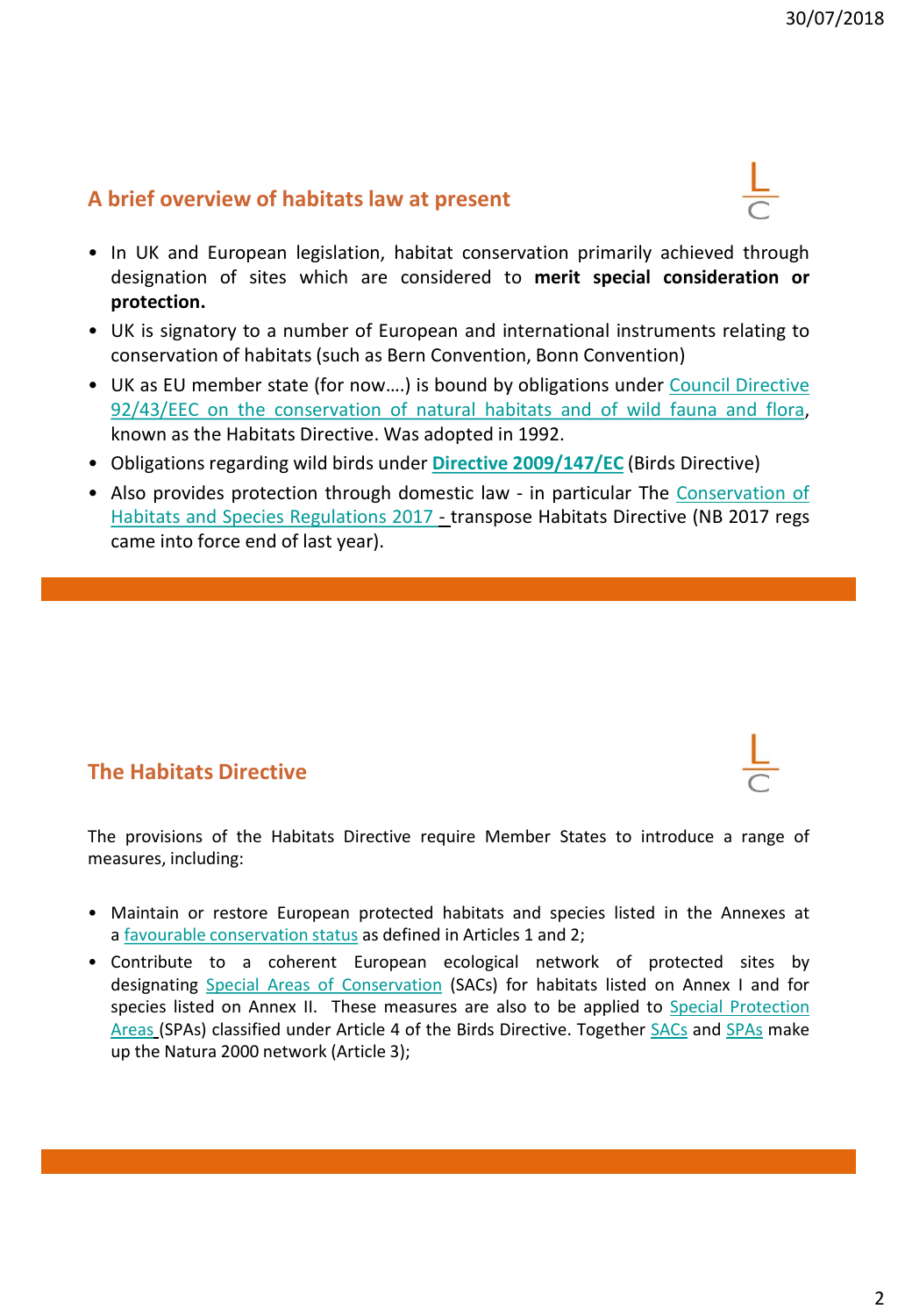## A brief overview of habitats law at present

- In UK and European legislation, habitat conservation primarily achieved through designation of sites which are considered to **merit special consideration or protection.**
- UK is signatory to a number of European and international instruments relating to conservation of habitats (such as Bern Convention, Bonn Convention)
- UK as EU member state (for now….) is bound by obligations under Council Directive 92/43/EEC on the conservation of natural habitats and of wild fauna and flora, known as the Habitats Directive. Was adopted in 1992.
- Obligations regarding wild birds under **Directive 2009/147/EC** (Birds Directive)
- Also provides protection through domestic law - in particular The Conservation of Habitats and Species Regulations 2017 - transpose Habitats Directive (NB 2017 regs came into force end of last year).

## The Habitats Directive

The provisions of the Habitats Directive require Member States to introduce a range of measures, including:

- Maintain or restore European protected habitats and species listed in the Annexes at a favourable conservation status as defined in Articles 1 and 2;
- Contribute to a coherent European ecological network of protected sites by designating Special Areas of Conservation (SACs) for habitats listed on Annex I and for species listed on Annex II. These measures are also to be applied to Special Protection Areas (SPAs) classified under Article 4 of the Birds Directive. Together SACs and SPAs make up the Natura 2000 network (Article 3);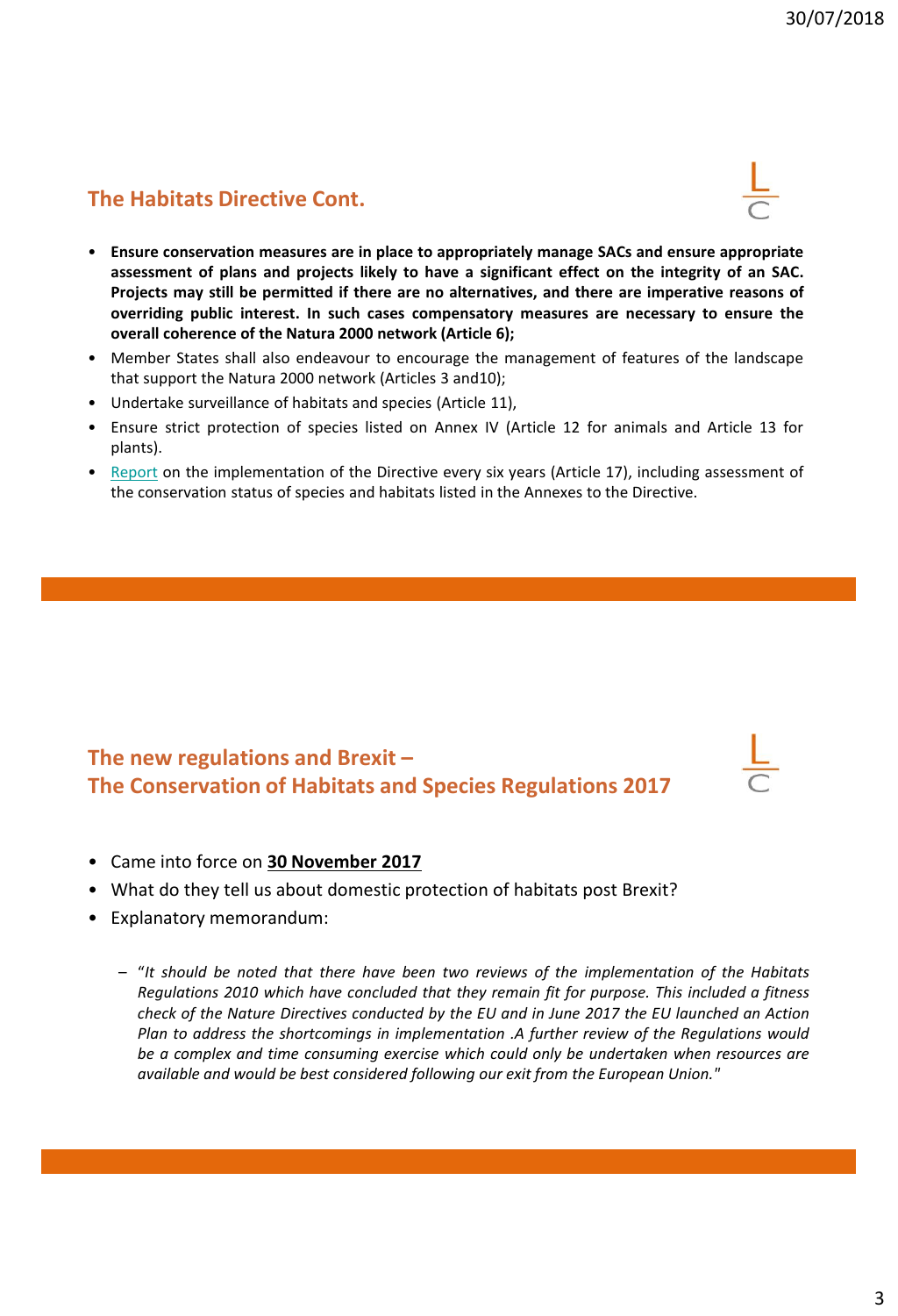## The Habitats Directive Cont.

- **Ensure conservation measures are in place to appropriately manage SACs and ensure appropriate assessment of plans and projects likely to have a significant effect on the integrity of an SAC. Projects may still be permitted if there are no alternatives, and there are imperative reasons of overriding public interest. In such cases compensatory measures are necessary to ensure the overall coherence of the Natura 2000 network (Article 6);**
- Member States shall also endeavour to encourage the management of features of the landscape that support the Natura 2000 network (Articles 3 and10);
- Undertake surveillance of habitats and species (Article 11),
- Ensure strict protection of species listed on Annex IV (Article 12 for animals and Article 13 for plants).
- Report on the implementation of the Directive every six years (Article 17), including assessment of the conservation status of species and habitats listed in the Annexes to the Directive.

## The new regulations and Brexit – The Conservation of Habitats and Species Regulations 2017

- Came into force on **30 November 2017**
- What do they tell us about domestic protection of habitats post Brexit?
- Explanatory memorandum:
  - "*It should be noted that there have been two reviews of the implementation of the Habitats Regulations 2010 which have concluded that they remain fit for purpose. This included a fitness check of the Nature Directives conducted by the EU and in June 2017 the EU launched an Action Plan to address the shortcomings in implementation .A further review of the Regulations would be a complex and time consuming exercise which could only be undertaken when resources are available and would be best considered following our exit from the European Union.*"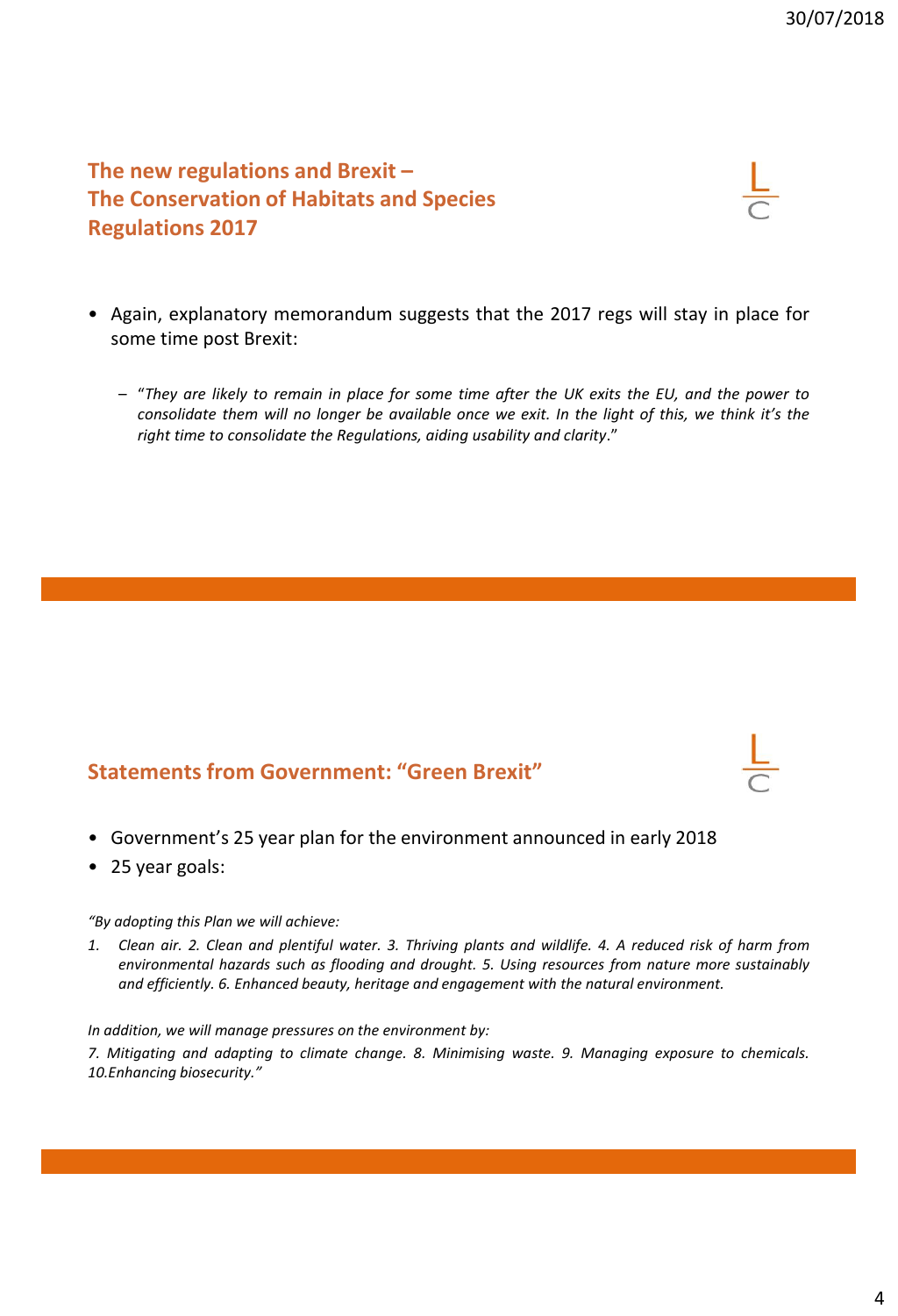## The new regulations and Brexit – The Conservation of Habitats and Species Regulations 2017

- Again, explanatory memorandum suggests that the 2017 regs will stay in place for some time post Brexit:
  - "*They are likely to remain in place for some time after the UK exits the EU, and the power to consolidate them will no longer be available once we exit. In the light of this, we think it's the right time to consolidate the Regulations, aiding usability and clarity*."

## Statements from Government: "Green Brexit"

- Government's 25 year plan for the environment announced in early 2018
- 25 year goals:

*"By adopting this Plan we will achieve:*

1. *Clean air. 2. Clean and plentiful water. 3. Thriving plants and wildlife. 4. A reduced risk of harm from environmental hazards such as flooding and drought. 5. Using resources from nature more sustainably and efficiently. 6. Enhanced beauty, heritage and engagement with the natural environment.*

*In addition, we will manage pressures on the environment by:*

*7. Mitigating and adapting to climate change. 8. Minimising waste. 9. Managing exposure to chemicals. 10.Enhancing biosecurity."*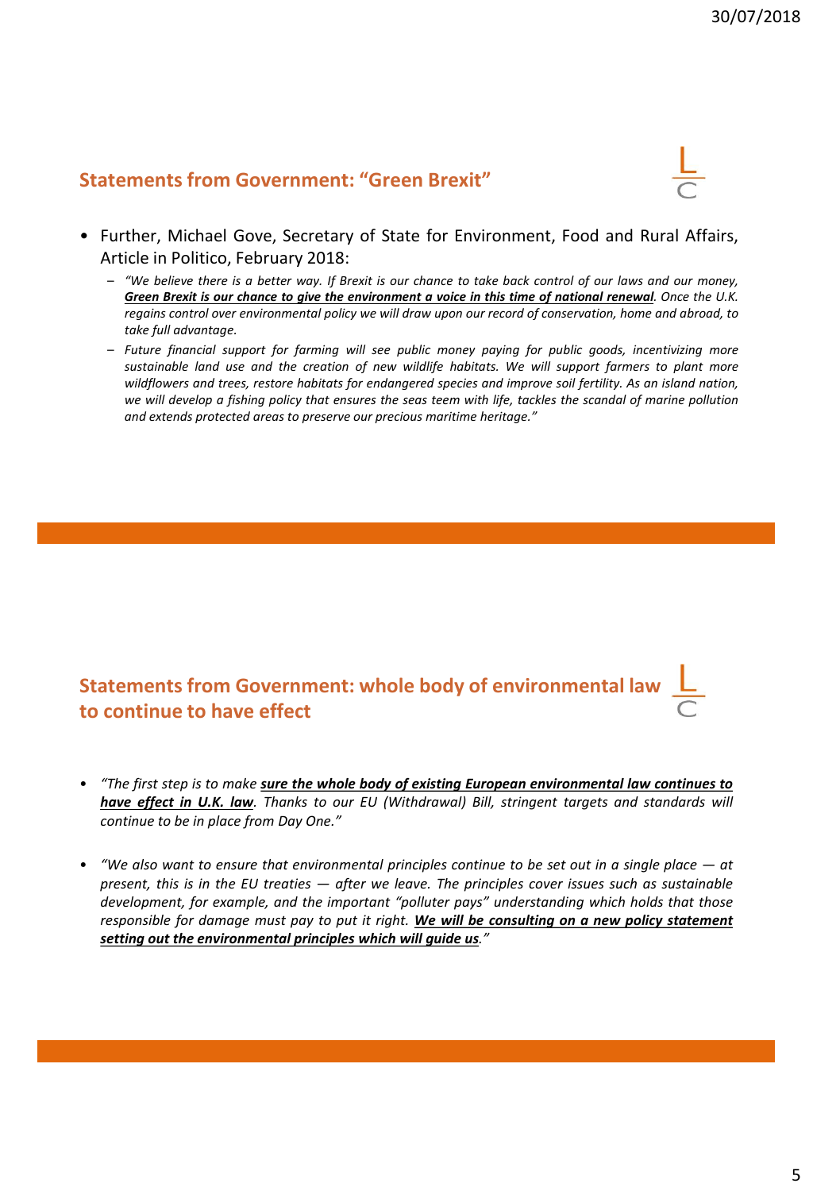## Statements from Government: "Green Brexit"

- Further, Michael Gove, Secretary of State for Environment, Food and Rural Affairs, Article in Politico, February 2018:
  - *"We believe there is a better way. If Brexit is our chance to take back control of our laws and our money,* ***Green Brexit is our chance to give the environment a voice in this time of national renewal****. Once the U.K. regains control over environmental policy we will draw upon our record of conservation, home and abroad, to take full advantage.*
  - *Future financial support for farming will see public money paying for public goods, incentivizing more sustainable land use and the creation of new wildlife habitats. We will support farmers to plant more wildflowers and trees, restore habitats for endangered species and improve soil fertility. As an island nation, we will develop a fishing policy that ensures the seas teem with life, tackles the scandal of marine pollution and extends protected areas to preserve our precious maritime heritage."*

## Statements from Government: whole body of environmental law to continue to have effect

- *"The first step is to make* ***sure the whole body of existing European environmental law continues to have effect in U.K. law****. Thanks to our EU (Withdrawal) Bill, stringent targets and standards will continue to be in place from Day One."*

- *"We also want to ensure that environmental principles continue to be set out in a single place — at present, this is in the EU treaties — after we leave. The principles cover issues such as sustainable development, for example, and the important "polluter pays" understanding which holds that those responsible for damage must pay to put it right.* ***We will be consulting on a new policy statement setting out the environmental principles which will guide us****."*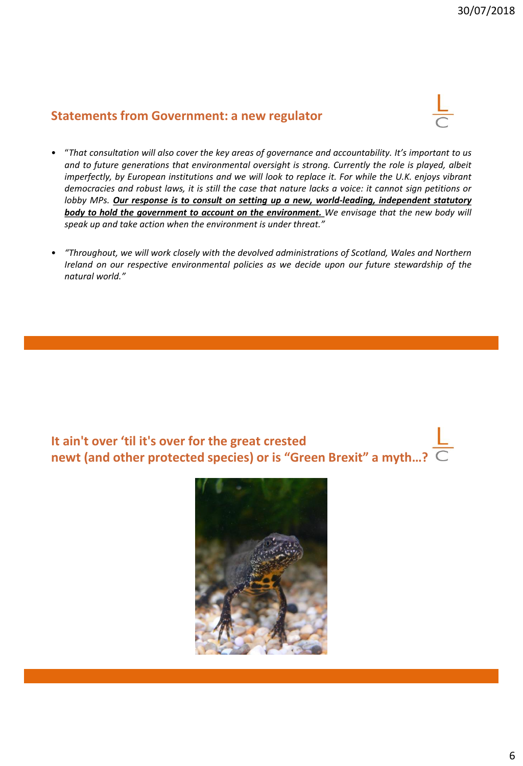## Statements from Government: a new regulator

- "*That consultation will also cover the key areas of governance and accountability. It's important to us and to future generations that environmental oversight is strong. Currently the role is played, albeit imperfectly, by European institutions and we will look to replace it. For while the U.K. enjoys vibrant democracies and robust laws, it is still the case that nature lacks a voice: it cannot sign petitions or lobby MPs.* ***<u>Our response is to consult on setting up a new, world-leading, independent statutory body to hold the government to account on the environment.</u>*** *We envisage that the new body will speak up and take action when the environment is under threat.*"

- *"Throughout, we will work closely with the devolved administrations of Scotland, Wales and Northern Ireland on our respective environmental policies as we decide upon our future stewardship of the natural world."*

## It ain't over 'til it's over for the great crested newt (and other protected species) or is "Green Brexit" a myth…?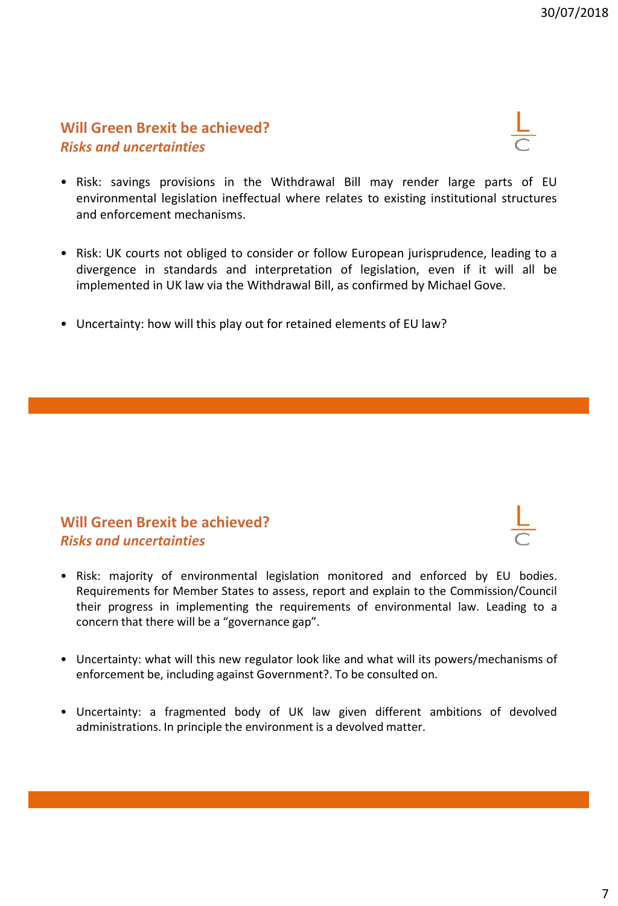## Will Green Brexit be achieved?

### *Risks and uncertainties*

- Risk: savings provisions in the Withdrawal Bill may render large parts of EU environmental legislation ineffectual where relates to existing institutional structures and enforcement mechanisms.

- Risk: UK courts not obliged to consider or follow European jurisprudence, leading to a divergence in standards and interpretation of legislation, even if it will all be implemented in UK law via the Withdrawal Bill, as confirmed by Michael Gove.

- Uncertainty: how will this play out for retained elements of EU law?

## Will Green Brexit be achieved?

### *Risks and uncertainties*

- Risk: majority of environmental legislation monitored and enforced by EU bodies. Requirements for Member States to assess, report and explain to the Commission/Council their progress in implementing the requirements of environmental law. Leading to a concern that there will be a "governance gap".

- Uncertainty: what will this new regulator look like and what will its powers/mechanisms of enforcement be, including against Government?. To be consulted on.

- Uncertainty: a fragmented body of UK law given different ambitions of devolved administrations. In principle the environment is a devolved matter.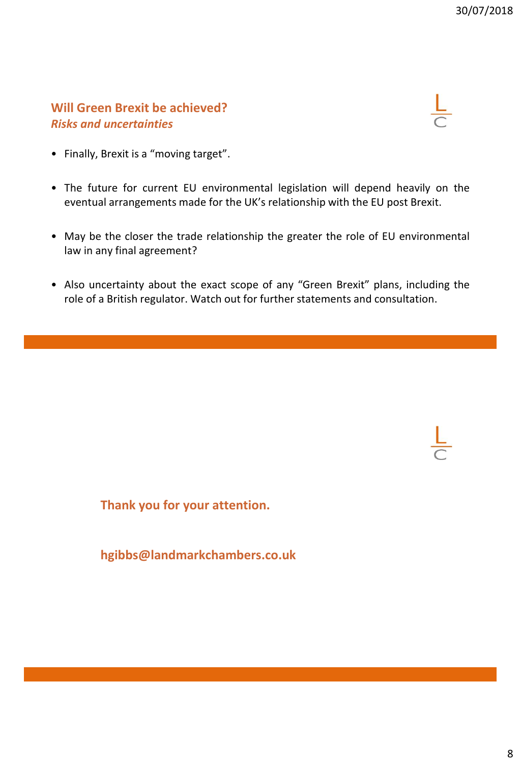## Will Green Brexit be achieved?
### *Risks and uncertainties*

- Finally, Brexit is a "moving target".
- The future for current EU environmental legislation will depend heavily on the eventual arrangements made for the UK's relationship with the EU post Brexit.
- May be the closer the trade relationship the greater the role of EU environmental law in any final agreement?
- Also uncertainty about the exact scope of any "Green Brexit" plans, including the role of a British regulator. Watch out for further statements and consultation.

**Thank you for your attention.**

**hgibbs@landmarkchambers.co.uk**